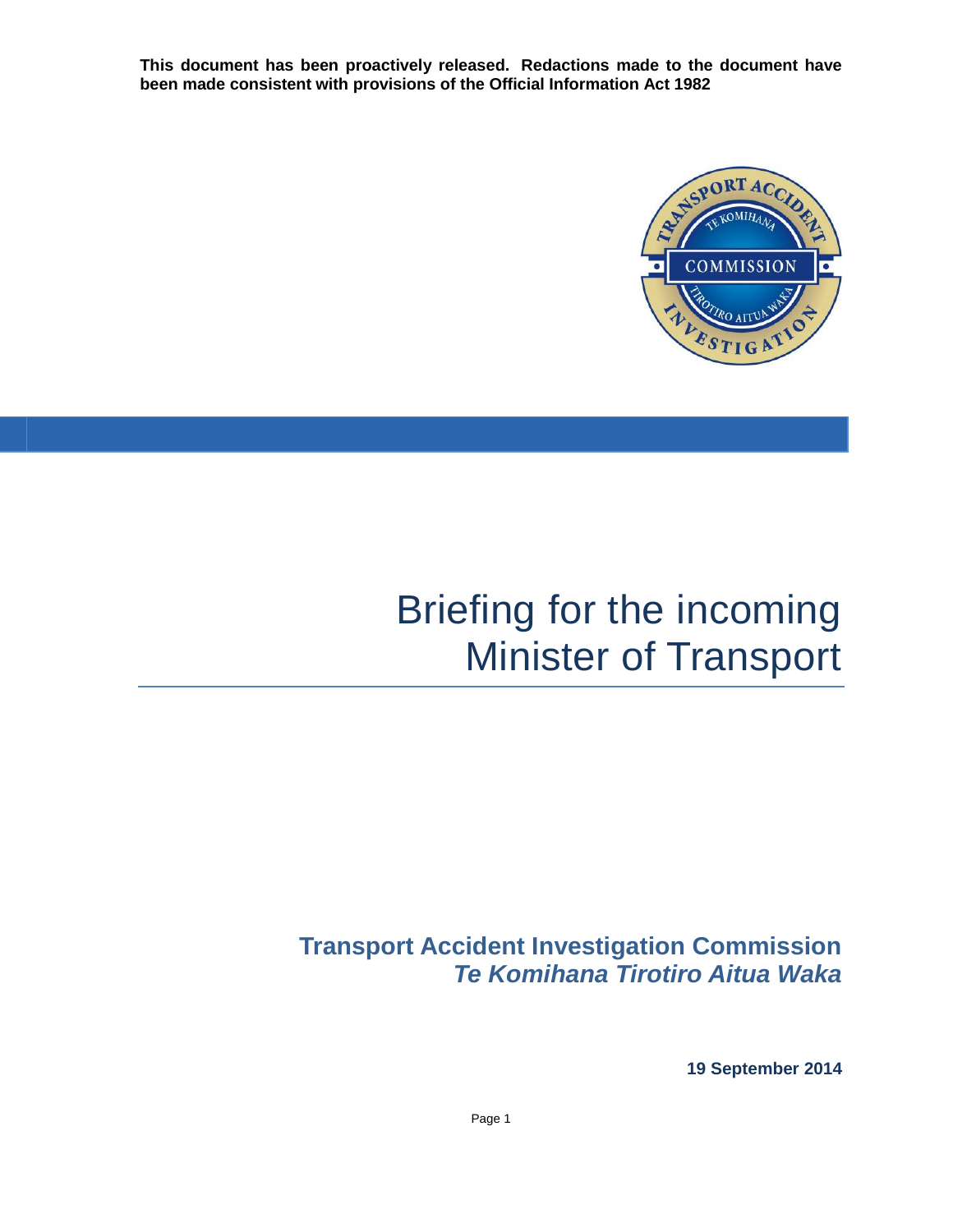**This document has been proactively released. Redactions made to the document have been made consistent with provisions of the Official Information Act 1982**

# Briefing for the incoming Minister of Transport

**Transport Accident Investigation Commission**
***Te Komihana Tirotiro Aitua Waka***

**19 September 2014**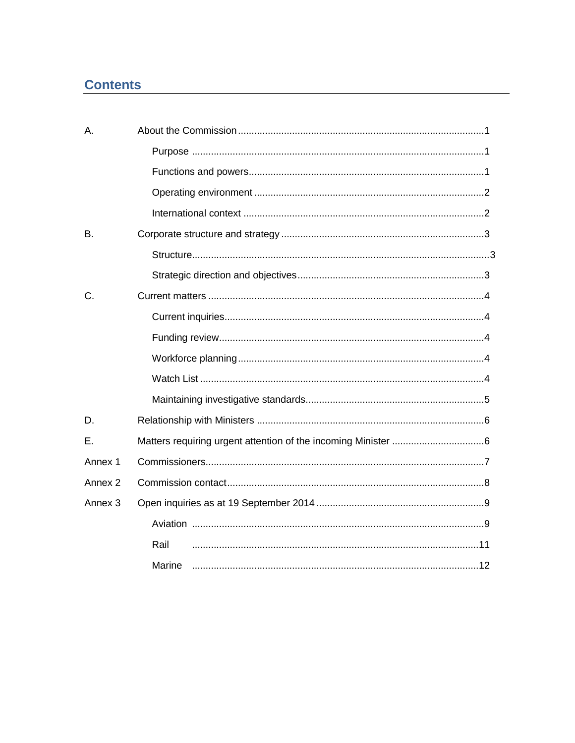# Contents

| | | |
|---|---|---|
| A. | About the Commission | 1 |
| | Purpose | 1 |
| | Functions and powers | 1 |
| | Operating environment | 2 |
| | International context | 2 |
| B. | Corporate structure and strategy | 3 |
| | Structure | 3 |
| | Strategic direction and objectives | 3 |
| C. | Current matters | 4 |
| | Current inquiries | 4 |
| | Funding review | 4 |
| | Workforce planning | 4 |
| | Watch List | 4 |
| | Maintaining investigative standards | 5 |
| D. | Relationship with Ministers | 6 |
| E. | Matters requiring urgent attention of the incoming Minister | 6 |
| Annex 1 | Commissioners | 7 |
| Annex 2 | Commission contact | 8 |
| Annex 3 | Open inquiries as at 19 September 2014 | 9 |
| | Aviation | 9 |
| | Rail | 11 |
| | Marine | 12 |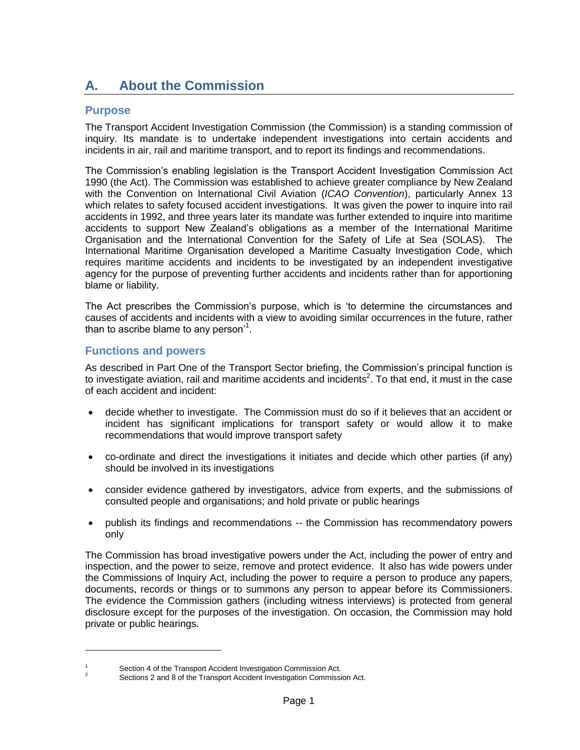# A. About the Commission

## Purpose

The Transport Accident Investigation Commission (the Commission) is a standing commission of inquiry. Its mandate is to undertake independent investigations into certain accidents and incidents in air, rail and maritime transport, and to report its findings and recommendations.

The Commission's enabling legislation is the Transport Accident Investigation Commission Act 1990 (the Act). The Commission was established to achieve greater compliance by New Zealand with the Convention on International Civil Aviation (*ICAO Convention*), particularly Annex 13 which relates to safety focused accident investigations. It was given the power to inquire into rail accidents in 1992, and three years later its mandate was further extended to inquire into maritime accidents to support New Zealand's obligations as a member of the International Maritime Organisation and the International Convention for the Safety of Life at Sea (SOLAS). The International Maritime Organisation developed a Maritime Casualty Investigation Code, which requires maritime accidents and incidents to be investigated by an independent investigative agency for the purpose of preventing further accidents and incidents rather than for apportioning blame or liability.

The Act prescribes the Commission's purpose, which is 'to determine the circumstances and causes of accidents and incidents with a view to avoiding similar occurrences in the future, rather than to ascribe blame to any person'[1].

## Functions and powers

As described in Part One of the Transport Sector briefing, the Commission's principal function is to investigate aviation, rail and maritime accidents and incidents[2]. To that end, it must in the case of each accident and incident:

- decide whether to investigate. The Commission must do so if it believes that an accident or incident has significant implications for transport safety or would allow it to make recommendations that would improve transport safety
- co-ordinate and direct the investigations it initiates and decide which other parties (if any) should be involved in its investigations
- consider evidence gathered by investigators, advice from experts, and the submissions of consulted people and organisations; and hold private or public hearings
- publish its findings and recommendations -- the Commission has recommendatory powers only

The Commission has broad investigative powers under the Act, including the power of entry and inspection, and the power to seize, remove and protect evidence. It also has wide powers under the Commissions of Inquiry Act, including the power to require a person to produce any papers, documents, records or things or to summons any person to appear before its Commissioners. The evidence the Commission gathers (including witness interviews) is protected from general disclosure except for the purposes of the investigation. On occasion, the Commission may hold private or public hearings.

---

[1] Section 4 of the Transport Accident Investigation Commission Act.

[2] Sections 2 and 8 of the Transport Accident Investigation Commission Act.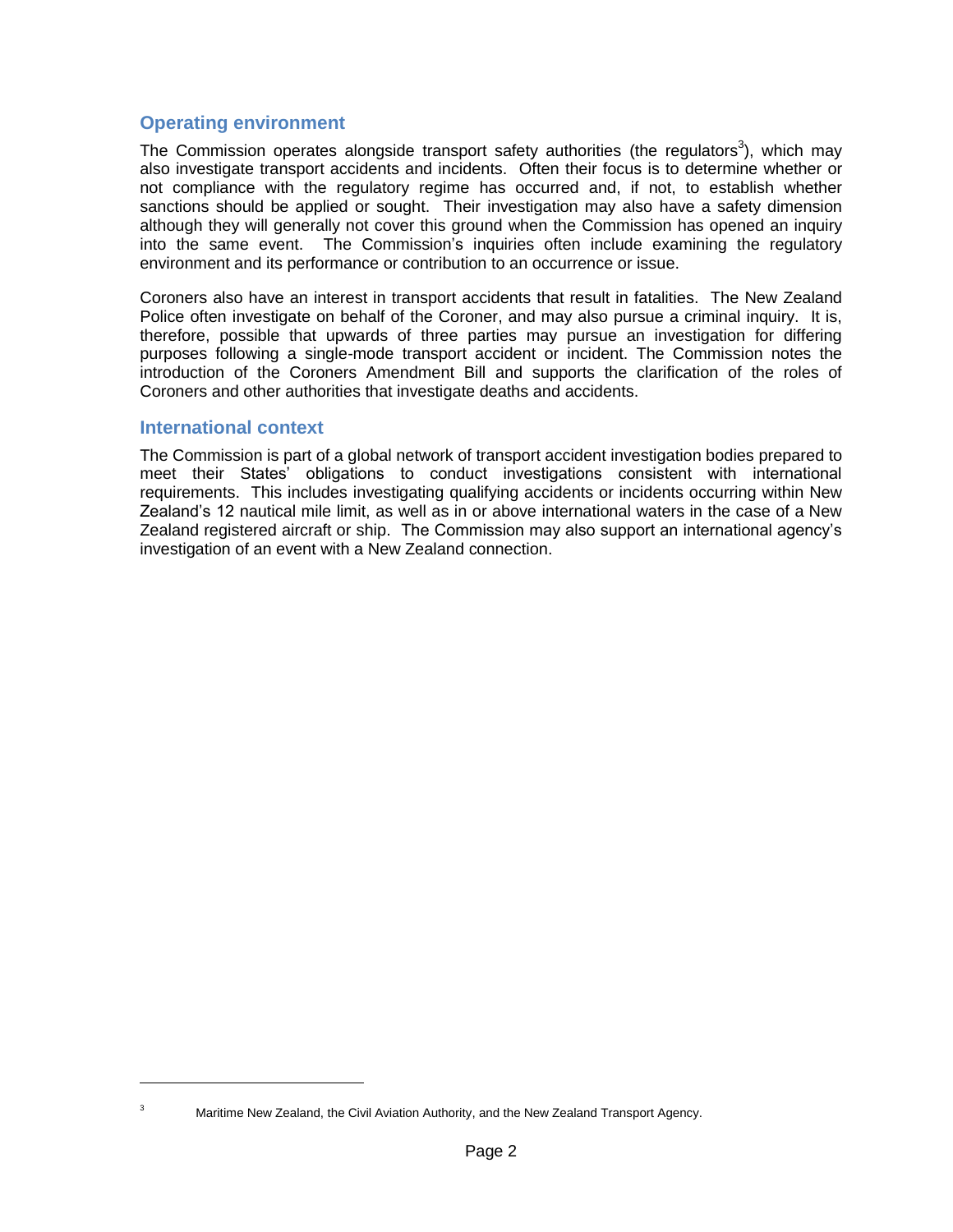## Operating environment

The Commission operates alongside transport safety authorities (the regulators[3]), which may also investigate transport accidents and incidents. Often their focus is to determine whether or not compliance with the regulatory regime has occurred and, if not, to establish whether sanctions should be applied or sought. Their investigation may also have a safety dimension although they will generally not cover this ground when the Commission has opened an inquiry into the same event. The Commission's inquiries often include examining the regulatory environment and its performance or contribution to an occurrence or issue.

Coroners also have an interest in transport accidents that result in fatalities. The New Zealand Police often investigate on behalf of the Coroner, and may also pursue a criminal inquiry. It is, therefore, possible that upwards of three parties may pursue an investigation for differing purposes following a single-mode transport accident or incident. The Commission notes the introduction of the Coroners Amendment Bill and supports the clarification of the roles of Coroners and other authorities that investigate deaths and accidents.

## International context

The Commission is part of a global network of transport accident investigation bodies prepared to meet their States' obligations to conduct investigations consistent with international requirements. This includes investigating qualifying accidents or incidents occurring within New Zealand's 12 nautical mile limit, as well as in or above international waters in the case of a New Zealand registered aircraft or ship. The Commission may also support an international agency's investigation of an event with a New Zealand connection.

[3] Maritime New Zealand, the Civil Aviation Authority, and the New Zealand Transport Agency.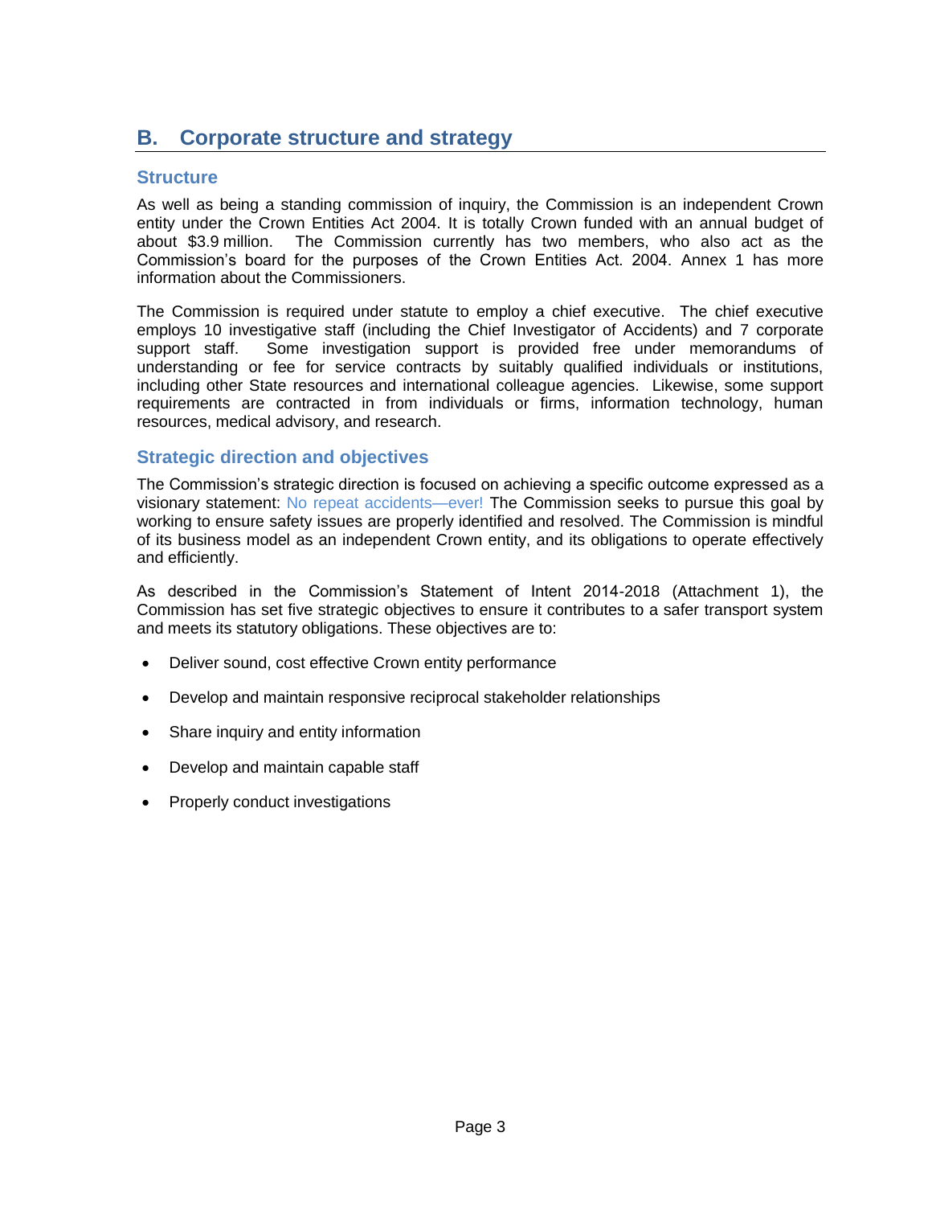## B. Corporate structure and strategy

### Structure

As well as being a standing commission of inquiry, the Commission is an independent Crown entity under the Crown Entities Act 2004. It is totally Crown funded with an annual budget of about $3.9 million. The Commission currently has two members, who also act as the Commission's board for the purposes of the Crown Entities Act. 2004. Annex 1 has more information about the Commissioners.

The Commission is required under statute to employ a chief executive. The chief executive employs 10 investigative staff (including the Chief Investigator of Accidents) and 7 corporate support staff. Some investigation support is provided free under memorandums of understanding or fee for service contracts by suitably qualified individuals or institutions, including other State resources and international colleague agencies. Likewise, some support requirements are contracted in from individuals or firms, information technology, human resources, medical advisory, and research.

### Strategic direction and objectives

The Commission's strategic direction is focused on achieving a specific outcome expressed as a visionary statement: No repeat accidents—ever! The Commission seeks to pursue this goal by working to ensure safety issues are properly identified and resolved. The Commission is mindful of its business model as an independent Crown entity, and its obligations to operate effectively and efficiently.

As described in the Commission's Statement of Intent 2014-2018 (Attachment 1), the Commission has set five strategic objectives to ensure it contributes to a safer transport system and meets its statutory obligations. These objectives are to:

- Deliver sound, cost effective Crown entity performance
- Develop and maintain responsive reciprocal stakeholder relationships
- Share inquiry and entity information
- Develop and maintain capable staff
- Properly conduct investigations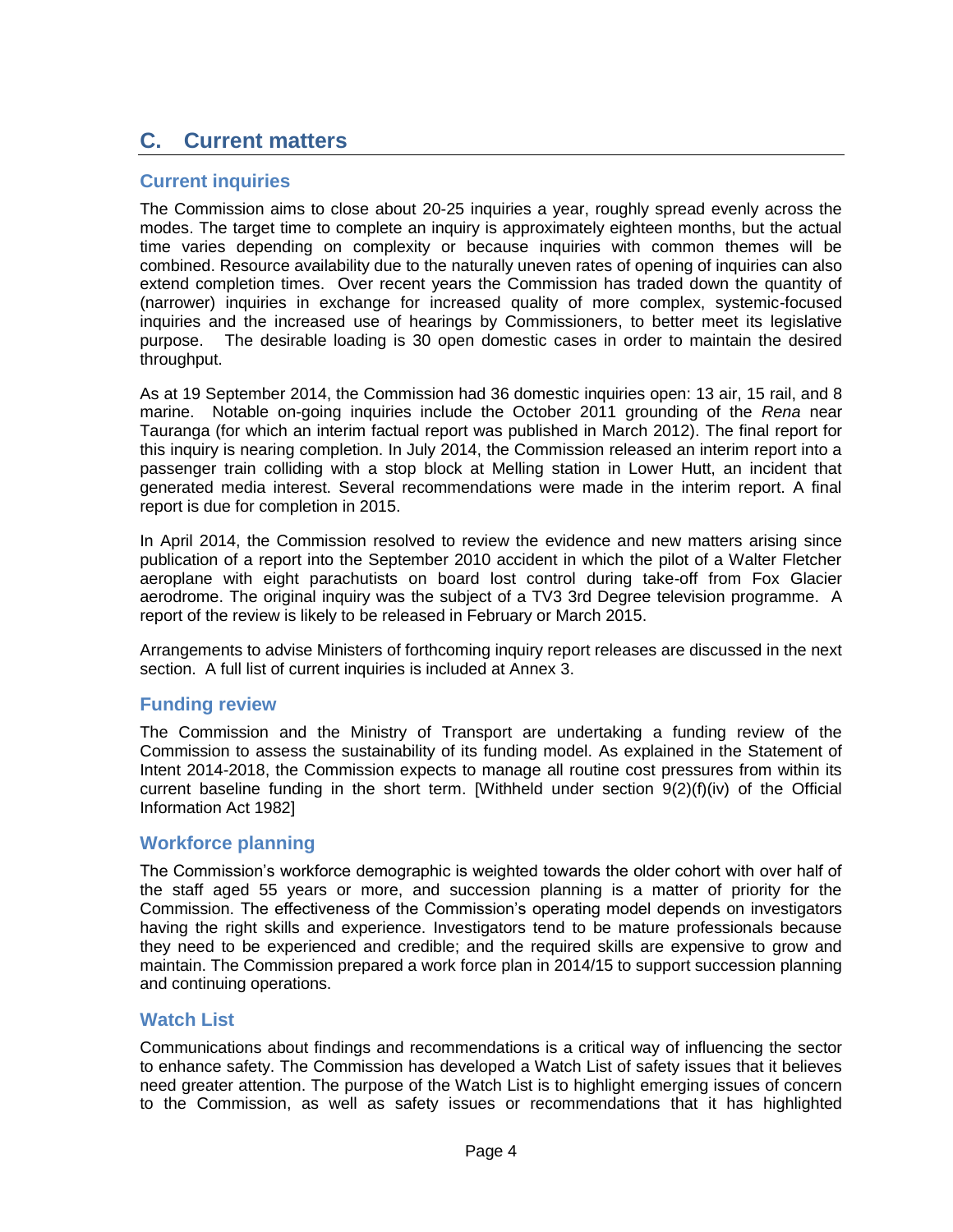# C. Current matters

## Current inquiries

The Commission aims to close about 20-25 inquiries a year, roughly spread evenly across the modes. The target time to complete an inquiry is approximately eighteen months, but the actual time varies depending on complexity or because inquiries with common themes will be combined. Resource availability due to the naturally uneven rates of opening of inquiries can also extend completion times. Over recent years the Commission has traded down the quantity of (narrower) inquiries in exchange for increased quality of more complex, systemic-focused inquiries and the increased use of hearings by Commissioners, to better meet its legislative purpose. The desirable loading is 30 open domestic cases in order to maintain the desired throughput.

As at 19 September 2014, the Commission had 36 domestic inquiries open: 13 air, 15 rail, and 8 marine. Notable on-going inquiries include the October 2011 grounding of the *Rena* near Tauranga (for which an interim factual report was published in March 2012). The final report for this inquiry is nearing completion. In July 2014, the Commission released an interim report into a passenger train colliding with a stop block at Melling station in Lower Hutt, an incident that generated media interest. Several recommendations were made in the interim report. A final report is due for completion in 2015.

In April 2014, the Commission resolved to review the evidence and new matters arising since publication of a report into the September 2010 accident in which the pilot of a Walter Fletcher aeroplane with eight parachutists on board lost control during take-off from Fox Glacier aerodrome. The original inquiry was the subject of a TV3 3rd Degree television programme. A report of the review is likely to be released in February or March 2015.

Arrangements to advise Ministers of forthcoming inquiry report releases are discussed in the next section. A full list of current inquiries is included at Annex 3.

## Funding review

The Commission and the Ministry of Transport are undertaking a funding review of the Commission to assess the sustainability of its funding model. As explained in the Statement of Intent 2014-2018, the Commission expects to manage all routine cost pressures from within its current baseline funding in the short term. [Withheld under section 9(2)(f)(iv) of the Official Information Act 1982]

## Workforce planning

The Commission's workforce demographic is weighted towards the older cohort with over half of the staff aged 55 years or more, and succession planning is a matter of priority for the Commission. The effectiveness of the Commission's operating model depends on investigators having the right skills and experience. Investigators tend to be mature professionals because they need to be experienced and credible; and the required skills are expensive to grow and maintain. The Commission prepared a work force plan in 2014/15 to support succession planning and continuing operations.

## Watch List

Communications about findings and recommendations is a critical way of influencing the sector to enhance safety. The Commission has developed a Watch List of safety issues that it believes need greater attention. The purpose of the Watch List is to highlight emerging issues of concern to the Commission, as well as safety issues or recommendations that it has highlighted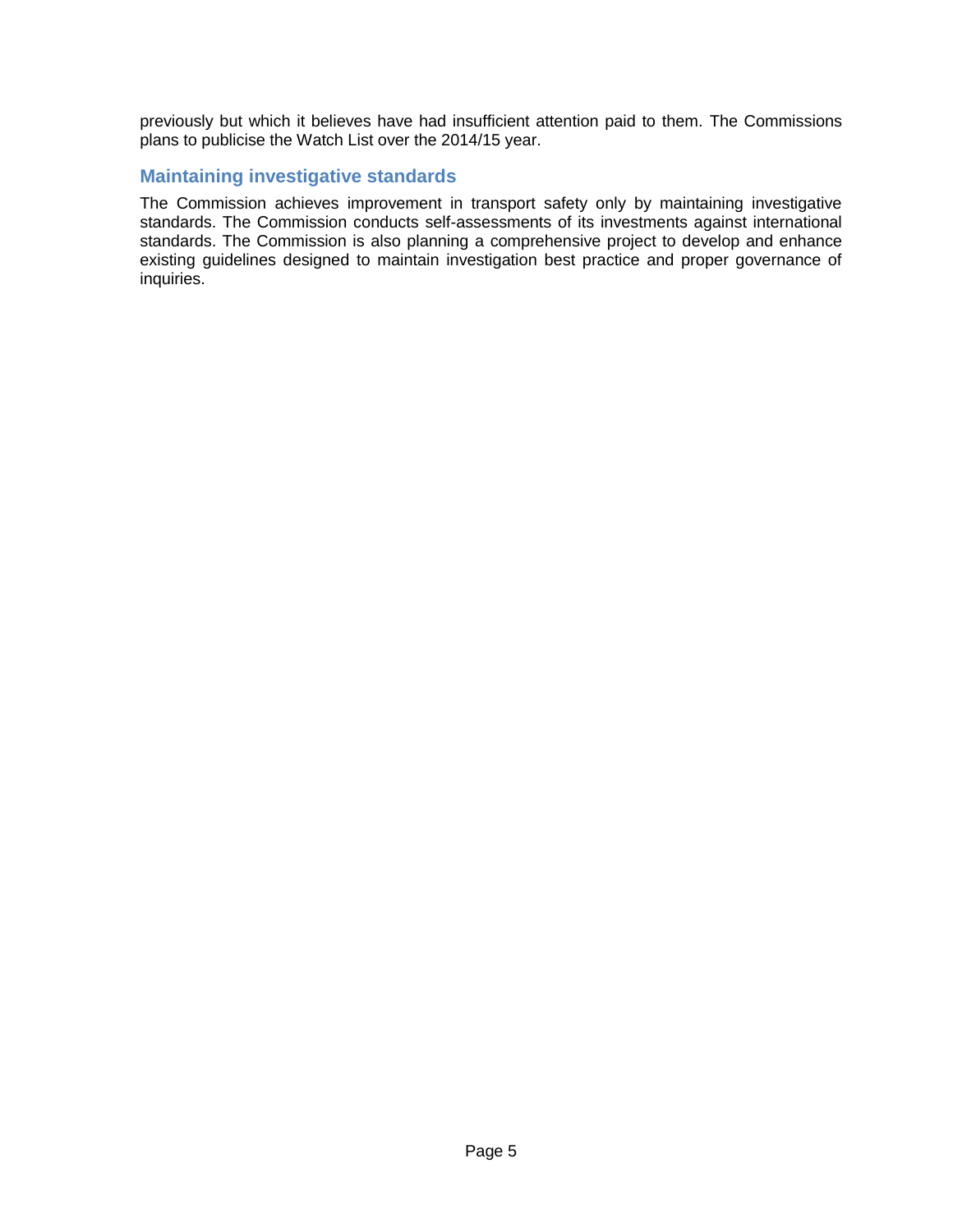previously but which it believes have had insufficient attention paid to them. The Commissions plans to publicise the Watch List over the 2014/15 year.

## Maintaining investigative standards

The Commission achieves improvement in transport safety only by maintaining investigative standards. The Commission conducts self-assessments of its investments against international standards. The Commission is also planning a comprehensive project to develop and enhance existing guidelines designed to maintain investigation best practice and proper governance of inquiries.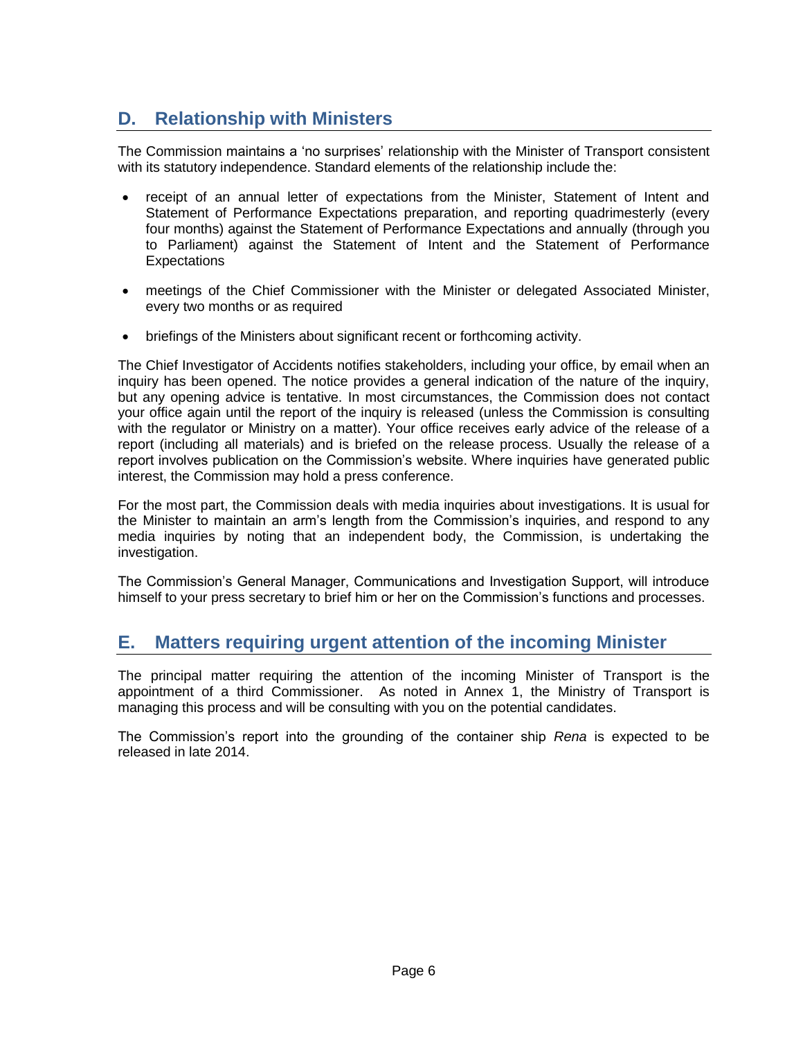## D. Relationship with Ministers

The Commission maintains a 'no surprises' relationship with the Minister of Transport consistent with its statutory independence. Standard elements of the relationship include the:

- receipt of an annual letter of expectations from the Minister, Statement of Intent and Statement of Performance Expectations preparation, and reporting quadrimesterly (every four months) against the Statement of Performance Expectations and annually (through you to Parliament) against the Statement of Intent and the Statement of Performance Expectations

- meetings of the Chief Commissioner with the Minister or delegated Associated Minister, every two months or as required

- briefings of the Ministers about significant recent or forthcoming activity.

The Chief Investigator of Accidents notifies stakeholders, including your office, by email when an inquiry has been opened. The notice provides a general indication of the nature of the inquiry, but any opening advice is tentative. In most circumstances, the Commission does not contact your office again until the report of the inquiry is released (unless the Commission is consulting with the regulator or Ministry on a matter). Your office receives early advice of the release of a report (including all materials) and is briefed on the release process. Usually the release of a report involves publication on the Commission's website. Where inquiries have generated public interest, the Commission may hold a press conference.

For the most part, the Commission deals with media inquiries about investigations. It is usual for the Minister to maintain an arm's length from the Commission's inquiries, and respond to any media inquiries by noting that an independent body, the Commission, is undertaking the investigation.

The Commission's General Manager, Communications and Investigation Support, will introduce himself to your press secretary to brief him or her on the Commission's functions and processes.

## E. Matters requiring urgent attention of the incoming Minister

The principal matter requiring the attention of the incoming Minister of Transport is the appointment of a third Commissioner. As noted in Annex 1, the Ministry of Transport is managing this process and will be consulting with you on the potential candidates.

The Commission's report into the grounding of the container ship *Rena* is expected to be released in late 2014.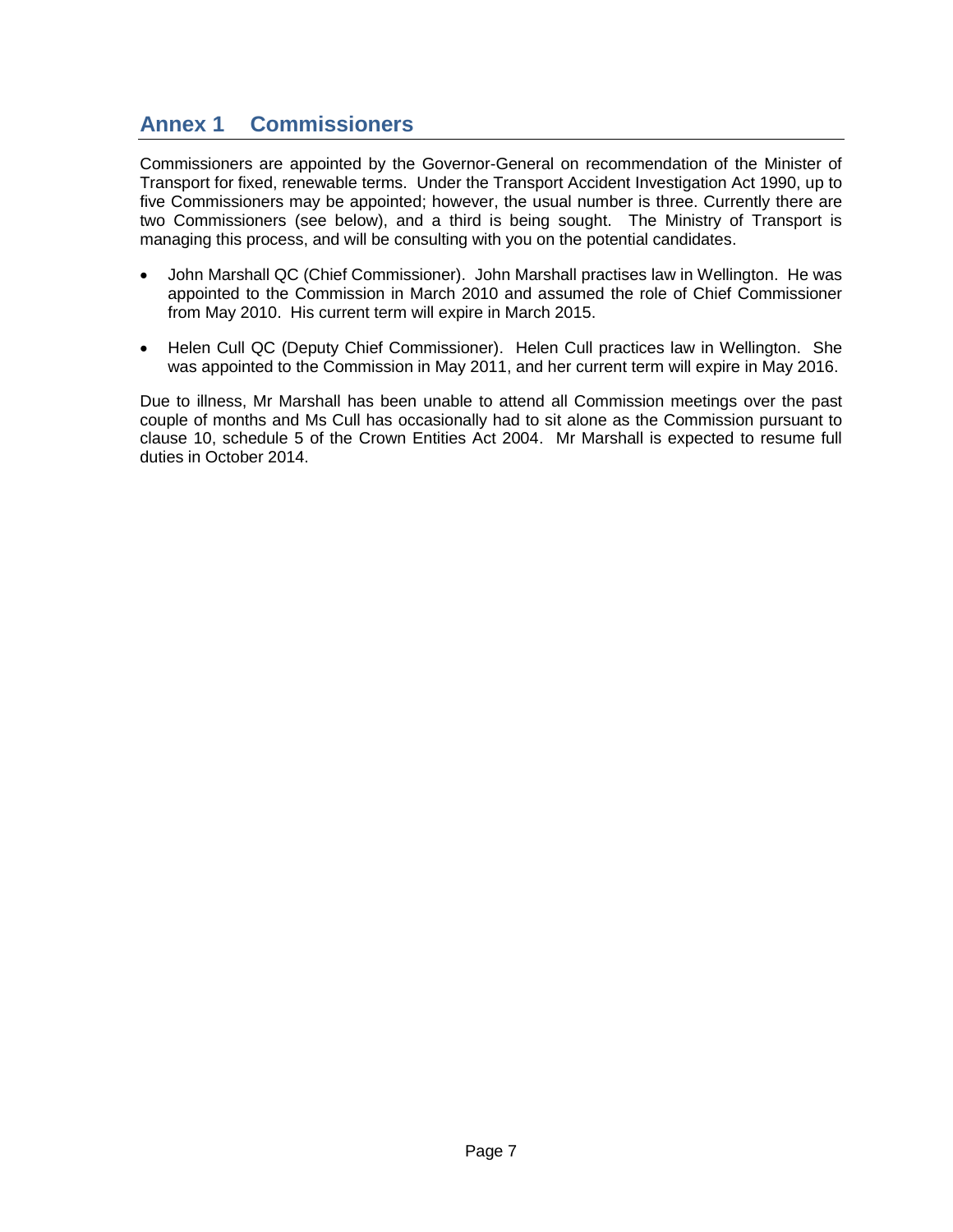# Annex 1 Commissioners

Commissioners are appointed by the Governor-General on recommendation of the Minister of Transport for fixed, renewable terms. Under the Transport Accident Investigation Act 1990, up to five Commissioners may be appointed; however, the usual number is three. Currently there are two Commissioners (see below), and a third is being sought. The Ministry of Transport is managing this process, and will be consulting with you on the potential candidates.

- John Marshall QC (Chief Commissioner). John Marshall practises law in Wellington. He was appointed to the Commission in March 2010 and assumed the role of Chief Commissioner from May 2010. His current term will expire in March 2015.
- Helen Cull QC (Deputy Chief Commissioner). Helen Cull practices law in Wellington. She was appointed to the Commission in May 2011, and her current term will expire in May 2016.

Due to illness, Mr Marshall has been unable to attend all Commission meetings over the past couple of months and Ms Cull has occasionally had to sit alone as the Commission pursuant to clause 10, schedule 5 of the Crown Entities Act 2004. Mr Marshall is expected to resume full duties in October 2014.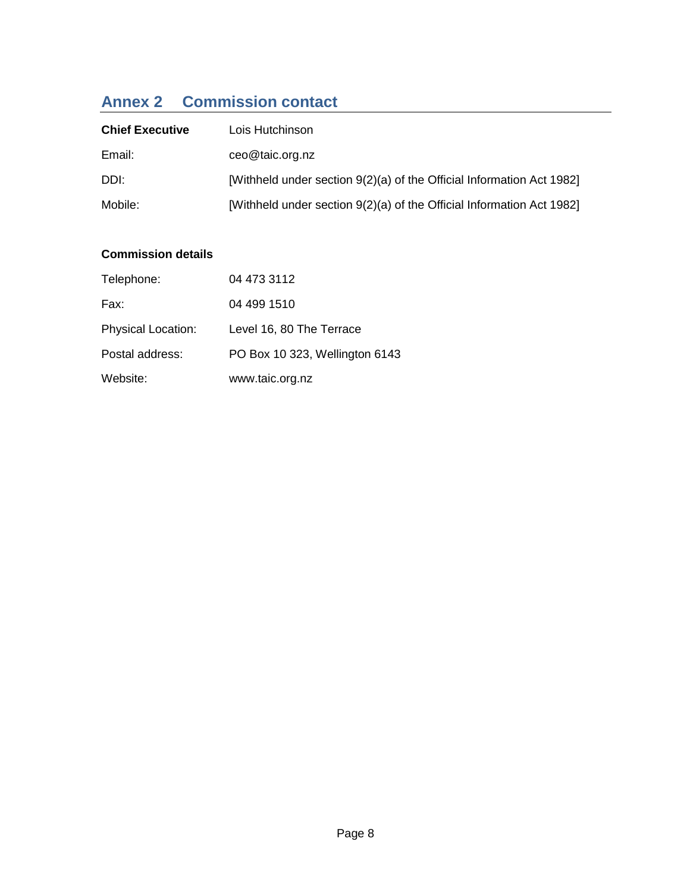## Annex 2 Commission contact

| | |
|---|---|
| **Chief Executive** | Lois Hutchinson |
| Email: | ceo@taic.org.nz |
| DDI: | [Withheld under section 9(2)(a) of the Official Information Act 1982] |
| Mobile: | [Withheld under section 9(2)(a) of the Official Information Act 1982] |

**Commission details**

| | |
|---|---|
| Telephone: | 04 473 3112 |
| Fax: | 04 499 1510 |
| Physical Location: | Level 16, 80 The Terrace |
| Postal address: | PO Box 10 323, Wellington 6143 |
| Website: | www.taic.org.nz |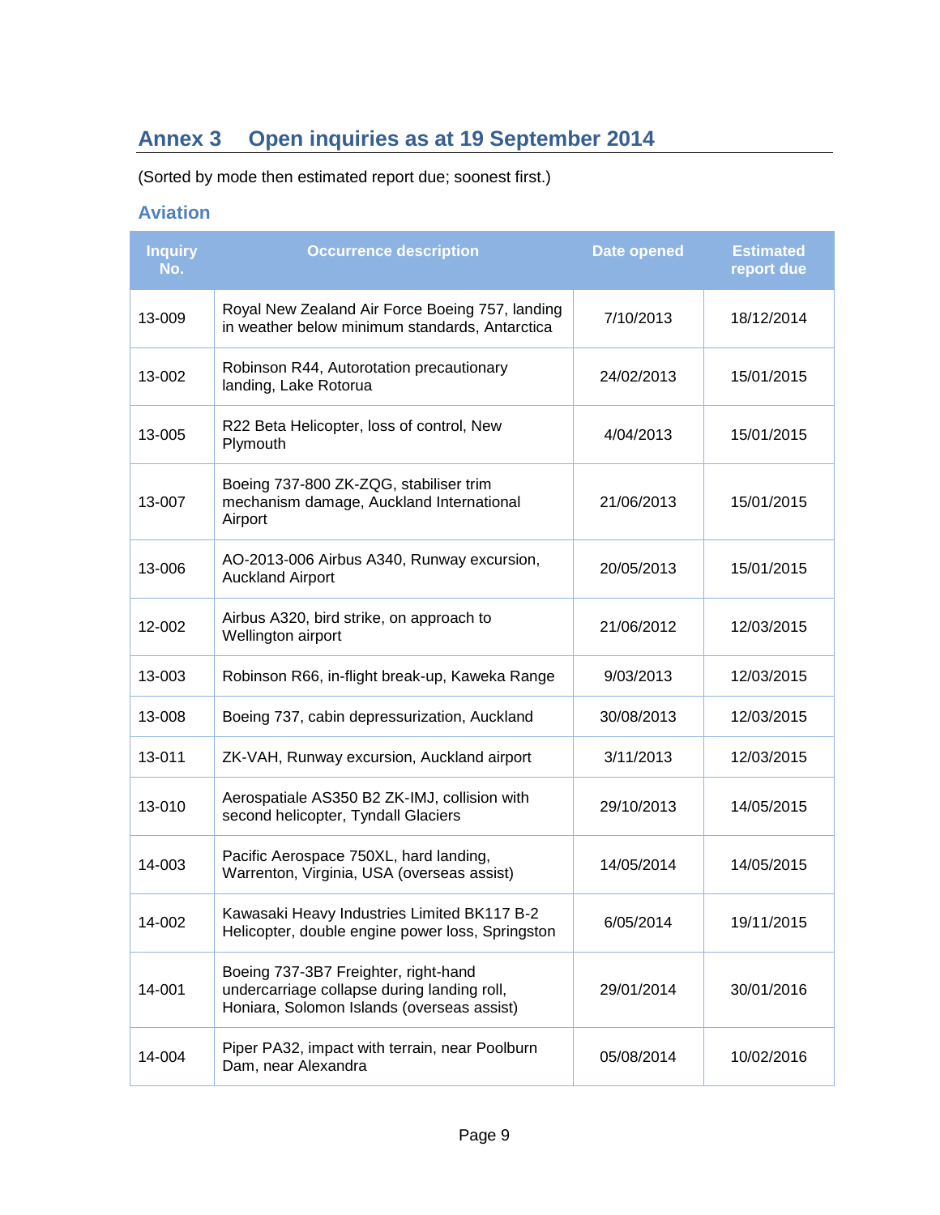## Annex 3 Open inquiries as at 19 September 2014

(Sorted by mode then estimated report due; soonest first.)

### Aviation

| Inquiry No. | Occurrence description | Date opened | Estimated report due |
|---|---|---|---|
| 13-009 | Royal New Zealand Air Force Boeing 757, landing in weather below minimum standards, Antarctica | 7/10/2013 | 18/12/2014 |
| 13-002 | Robinson R44, Autorotation precautionary landing, Lake Rotorua | 24/02/2013 | 15/01/2015 |
| 13-005 | R22 Beta Helicopter, loss of control, New Plymouth | 4/04/2013 | 15/01/2015 |
| 13-007 | Boeing 737-800 ZK-ZQG, stabiliser trim mechanism damage, Auckland International Airport | 21/06/2013 | 15/01/2015 |
| 13-006 | AO-2013-006 Airbus A340, Runway excursion, Auckland Airport | 20/05/2013 | 15/01/2015 |
| 12-002 | Airbus A320, bird strike, on approach to Wellington airport | 21/06/2012 | 12/03/2015 |
| 13-003 | Robinson R66, in-flight break-up, Kaweka Range | 9/03/2013 | 12/03/2015 |
| 13-008 | Boeing 737, cabin depressurization, Auckland | 30/08/2013 | 12/03/2015 |
| 13-011 | ZK-VAH, Runway excursion, Auckland airport | 3/11/2013 | 12/03/2015 |
| 13-010 | Aerospatiale AS350 B2 ZK-IMJ, collision with second helicopter, Tyndall Glaciers | 29/10/2013 | 14/05/2015 |
| 14-003 | Pacific Aerospace 750XL, hard landing, Warrenton, Virginia, USA (overseas assist) | 14/05/2014 | 14/05/2015 |
| 14-002 | Kawasaki Heavy Industries Limited BK117 B-2 Helicopter, double engine power loss, Springston | 6/05/2014 | 19/11/2015 |
| 14-001 | Boeing 737-3B7 Freighter, right-hand undercarriage collapse during landing roll, Honiara, Solomon Islands (overseas assist) | 29/01/2014 | 30/01/2016 |
| 14-004 | Piper PA32, impact with terrain, near Poolburn Dam, near Alexandra | 05/08/2014 | 10/02/2016 |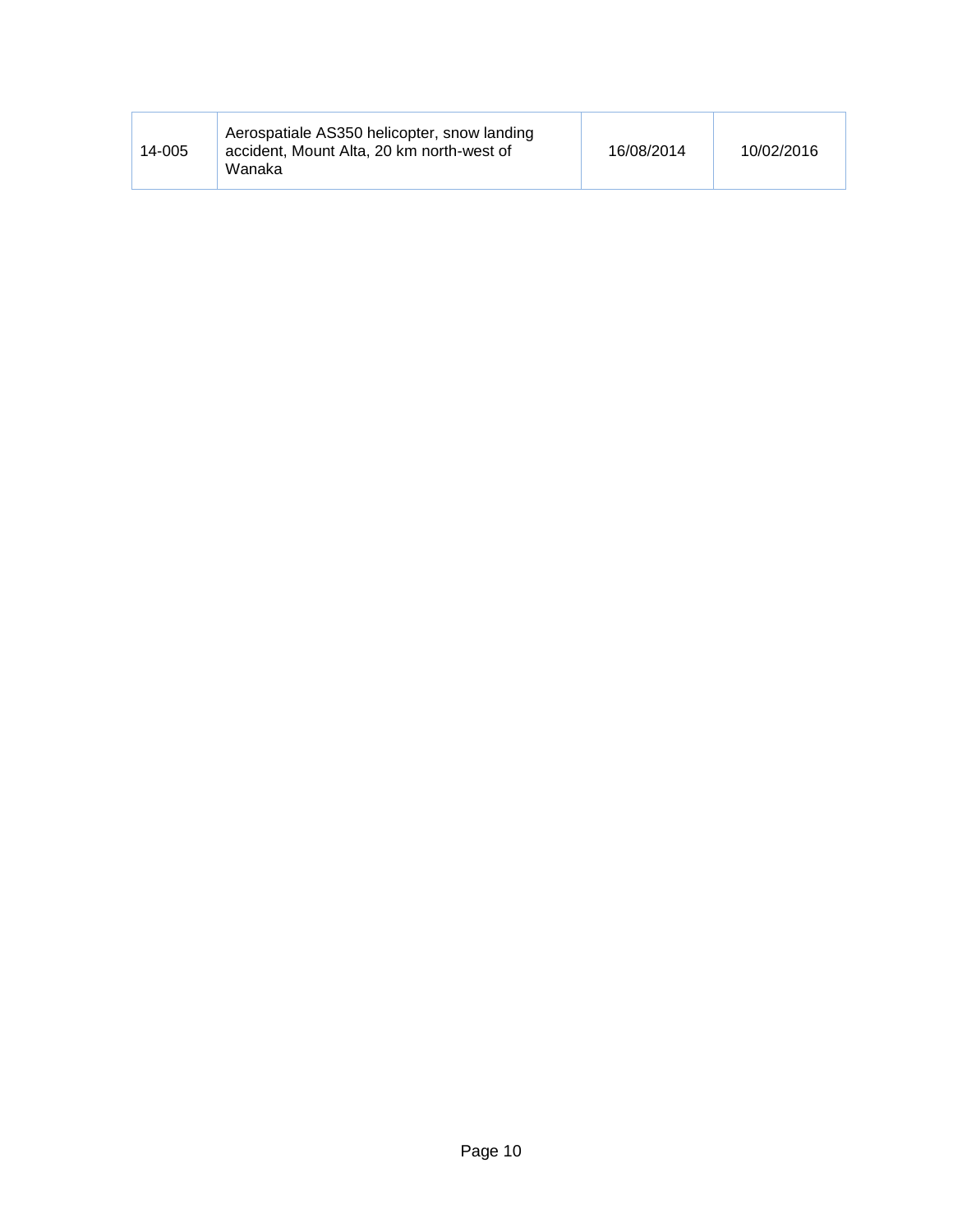| | | | |
|---|---|---|---|
| 14-005 | Aerospatiale AS350 helicopter, snow landing accident, Mount Alta, 20 km north-west of Wanaka | 16/08/2014 | 10/02/2016 |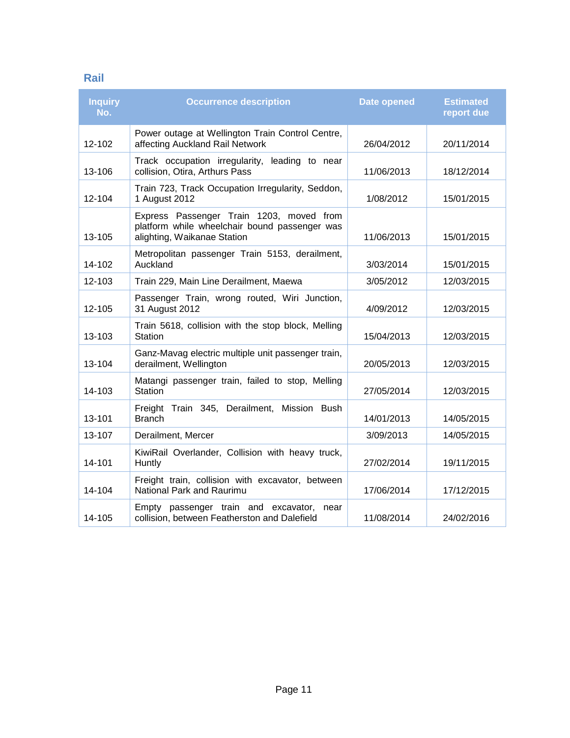## Rail

| Inquiry No. | Occurrence description | Date opened | Estimated report due |
|---|---|---|---|
| 12-102 | Power outage at Wellington Train Control Centre, affecting Auckland Rail Network | 26/04/2012 | 20/11/2014 |
| 13-106 | Track occupation irregularity, leading to near collision, Otira, Arthurs Pass | 11/06/2013 | 18/12/2014 |
| 12-104 | Train 723, Track Occupation Irregularity, Seddon, 1 August 2012 | 1/08/2012 | 15/01/2015 |
| 13-105 | Express Passenger Train 1203, moved from platform while wheelchair bound passenger was alighting, Waikanae Station | 11/06/2013 | 15/01/2015 |
| 14-102 | Metropolitan passenger Train 5153, derailment, Auckland | 3/03/2014 | 15/01/2015 |
| 12-103 | Train 229, Main Line Derailment, Maewa | 3/05/2012 | 12/03/2015 |
| 12-105 | Passenger Train, wrong routed, Wiri Junction, 31 August 2012 | 4/09/2012 | 12/03/2015 |
| 13-103 | Train 5618, collision with the stop block, Melling Station | 15/04/2013 | 12/03/2015 |
| 13-104 | Ganz-Mavag electric multiple unit passenger train, derailment, Wellington | 20/05/2013 | 12/03/2015 |
| 14-103 | Matangi passenger train, failed to stop, Melling Station | 27/05/2014 | 12/03/2015 |
| 13-101 | Freight Train 345, Derailment, Mission Bush Branch | 14/01/2013 | 14/05/2015 |
| 13-107 | Derailment, Mercer | 3/09/2013 | 14/05/2015 |
| 14-101 | KiwiRail Overlander, Collision with heavy truck, Huntly | 27/02/2014 | 19/11/2015 |
| 14-104 | Freight train, collision with excavator, between National Park and Raurimu | 17/06/2014 | 17/12/2015 |
| 14-105 | Empty passenger train and excavator, near collision, between Featherston and Dalefield | 11/08/2014 | 24/02/2016 |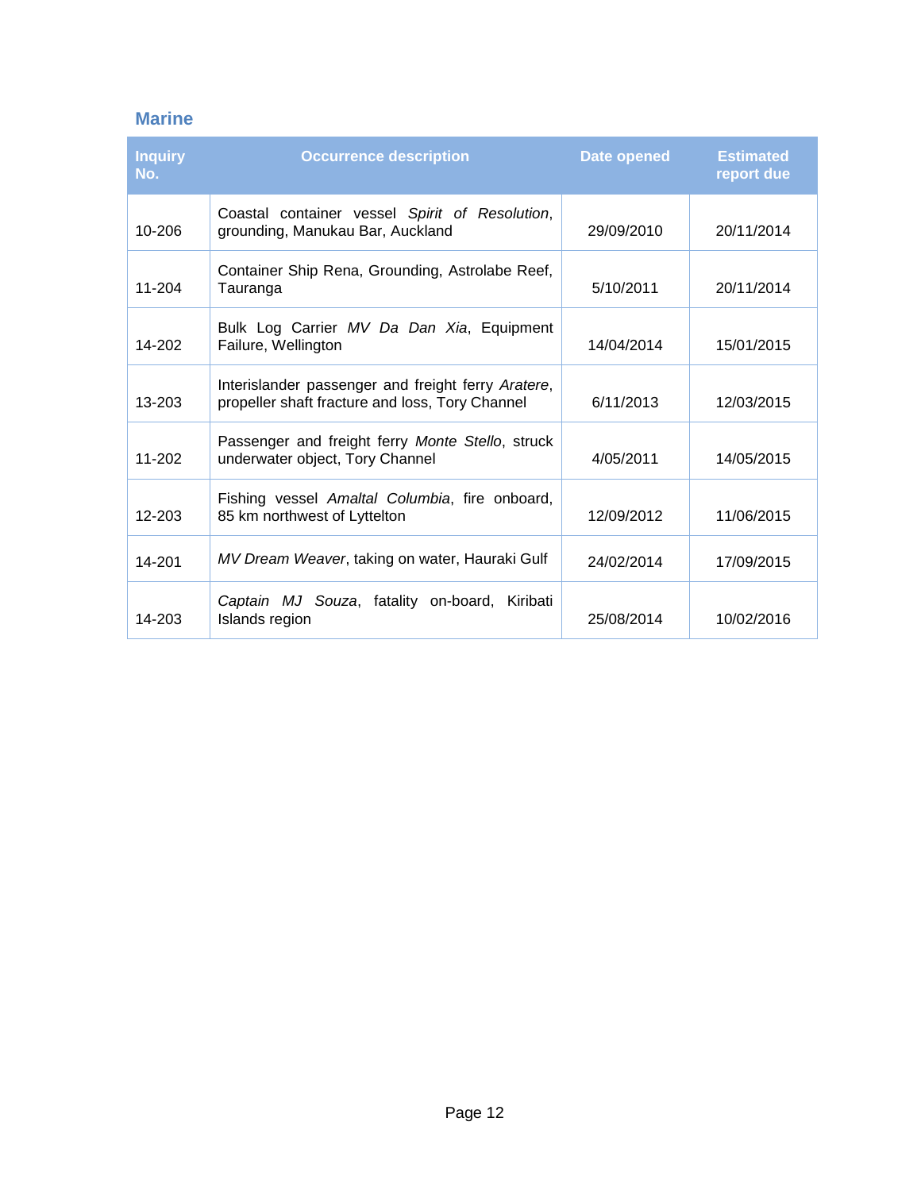## Marine

| Inquiry No. | Occurrence description | Date opened | Estimated report due |
|---|---|---|---|
| 10-206 | Coastal container vessel *Spirit of Resolution*, grounding, Manukau Bar, Auckland | 29/09/2010 | 20/11/2014 |
| 11-204 | Container Ship Rena, Grounding, Astrolabe Reef, Tauranga | 5/10/2011 | 20/11/2014 |
| 14-202 | Bulk Log Carrier *MV Da Dan Xia*, Equipment Failure, Wellington | 14/04/2014 | 15/01/2015 |
| 13-203 | Interislander passenger and freight ferry *Aratere*, propeller shaft fracture and loss, Tory Channel | 6/11/2013 | 12/03/2015 |
| 11-202 | Passenger and freight ferry *Monte Stello*, struck underwater object, Tory Channel | 4/05/2011 | 14/05/2015 |
| 12-203 | Fishing vessel *Amaltal Columbia*, fire onboard, 85 km northwest of Lyttelton | 12/09/2012 | 11/06/2015 |
| 14-201 | *MV Dream Weaver*, taking on water, Hauraki Gulf | 24/02/2014 | 17/09/2015 |
| 14-203 | *Captain MJ Souza*, fatality on-board, Kiribati Islands region | 25/08/2014 | 10/02/2016 |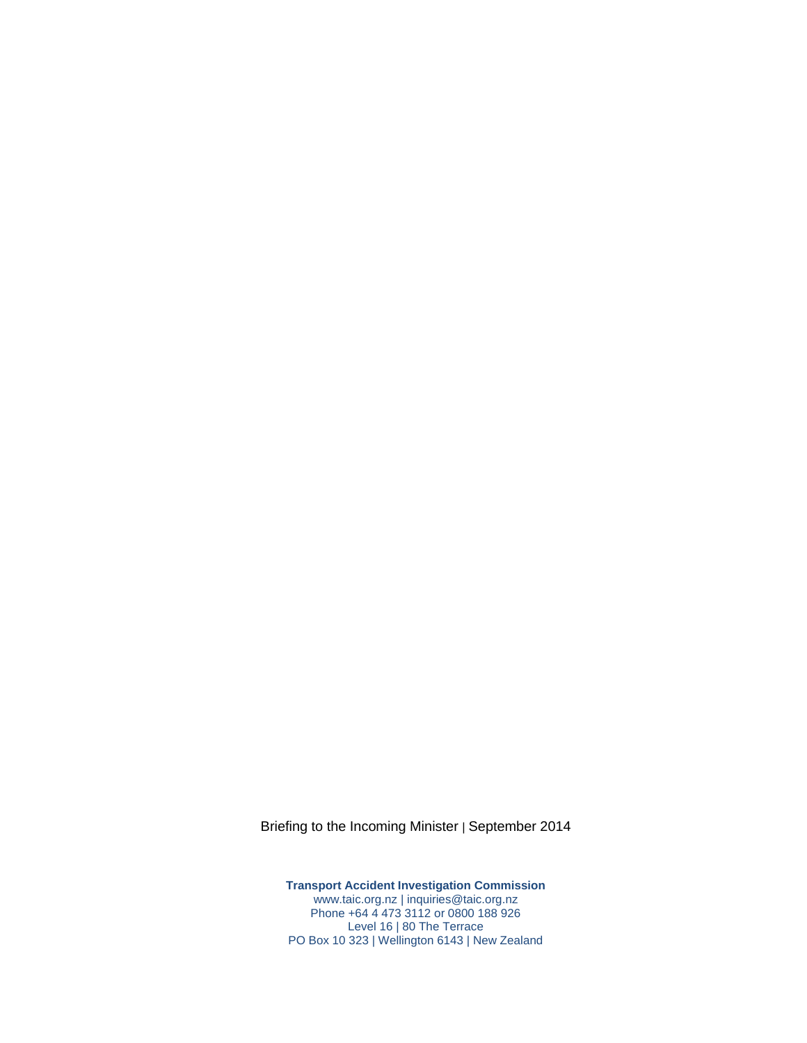Briefing to the Incoming Minister | September 2014

**Transport Accident Investigation Commission**
www.taic.org.nz | inquiries@taic.org.nz
Phone +64 4 473 3112 or 0800 188 926
Level 16 | 80 The Terrace
PO Box 10 323 | Wellington 6143 | New Zealand